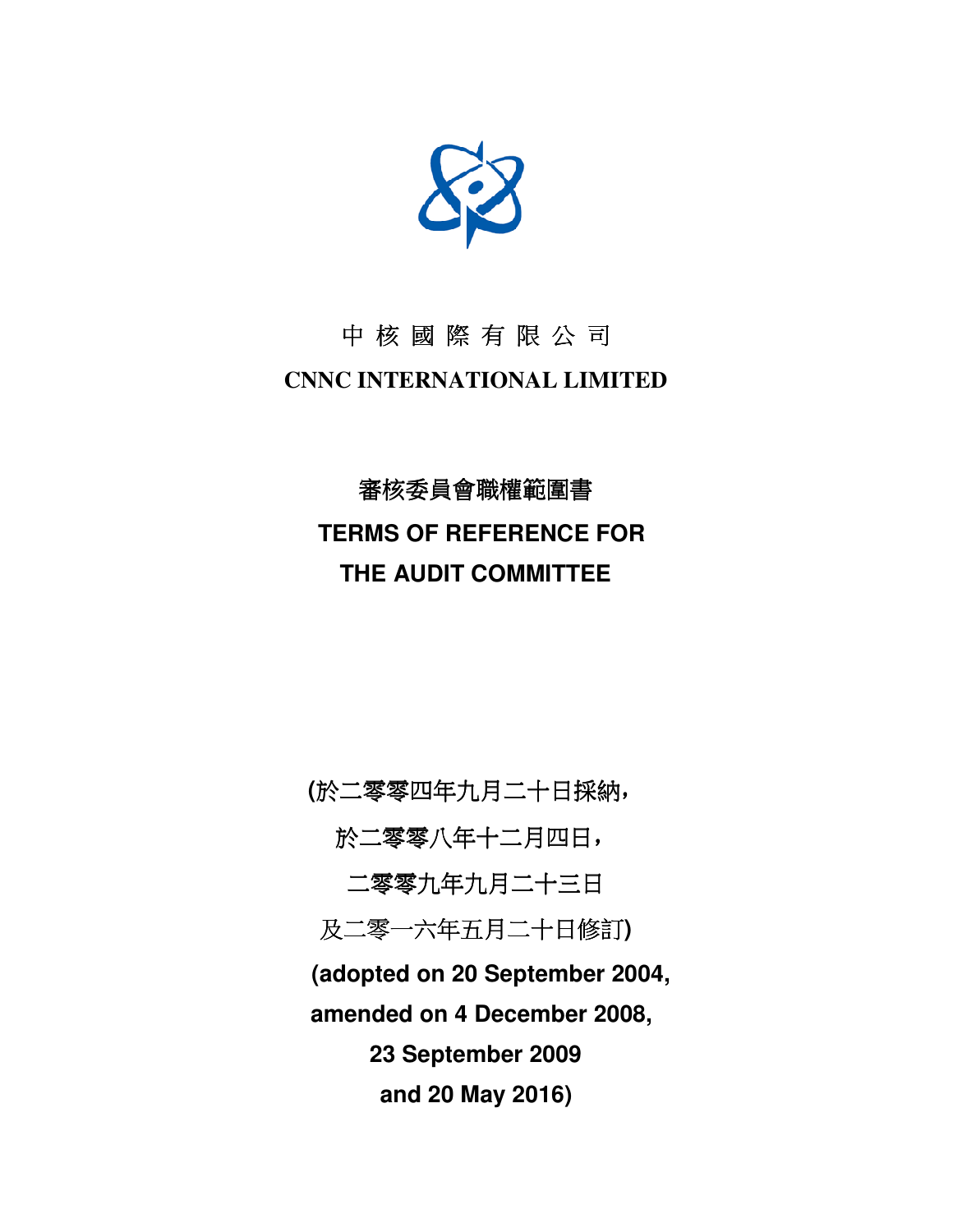# 中 核 國 際 有 限 公 司

# CNNC INTERNATIONAL LIMITED

## 審核委員會職權範圍書

## TERMS OF REFERENCE FOR THE AUDIT COMMITTEE

(於二零零四年九月二十日採納，

於二零零八年十二月四日，

二零零九年九月二十三日

及二零一六年五月二十日修訂)

**(adopted on 20 September 2004,**

**amended on 4 December 2008,**

**23 September 2009**

**and 20 May 2016)**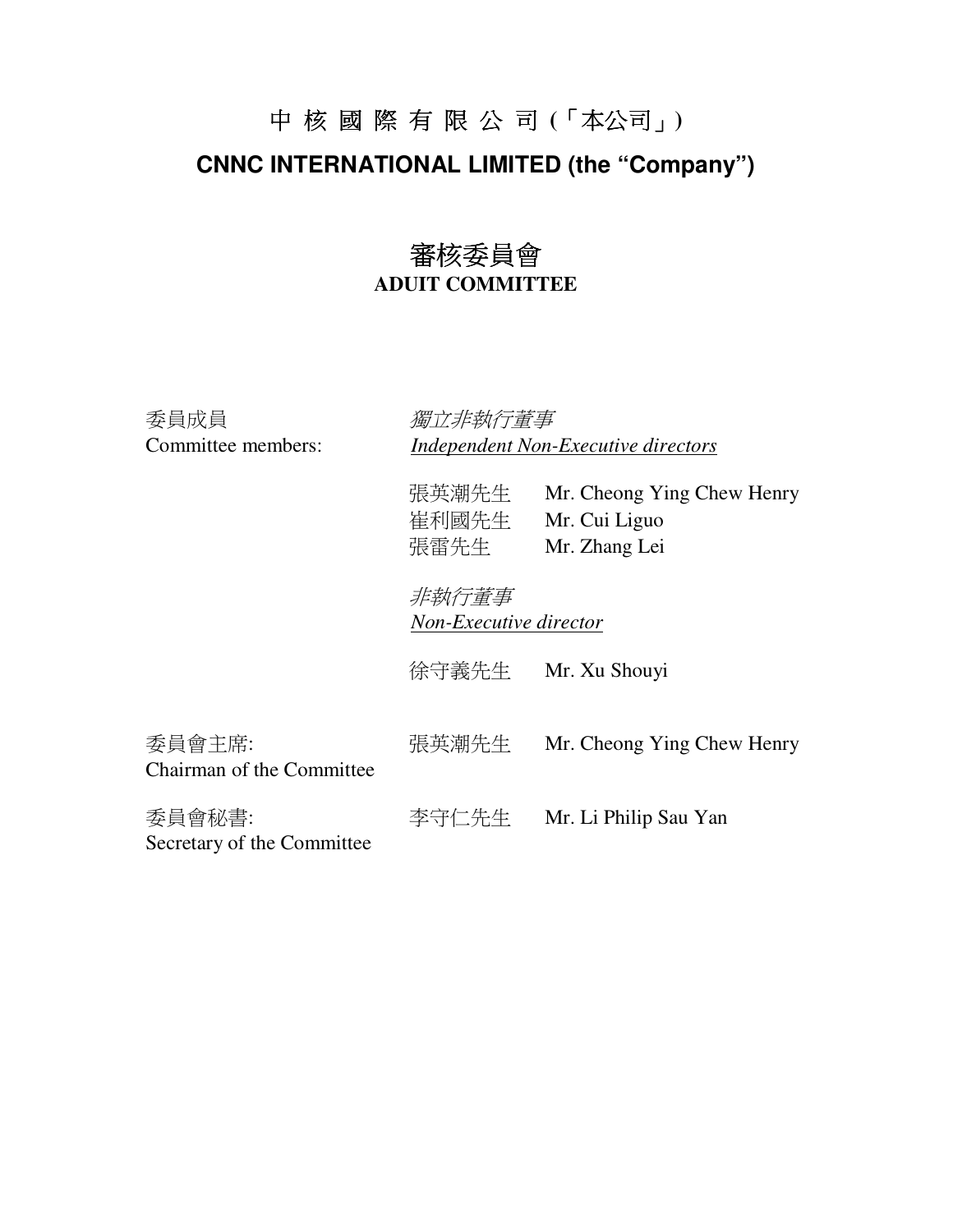# 中 核 國 際 有 限 公 司 (「本公司」)

# CNNC INTERNATIONAL LIMITED (the "Company")

## 審核委員會
## ADUIT COMMITTEE

委員成員
Committee members:

*獨立非執行董事*
*Independent Non-Executive directors*

| | |
|---|---|
| 張英潮先生 | Mr. Cheong Ying Chew Henry |
| 崔利國先生 | Mr. Cui Liguo |
| 張雷先生 | Mr. Zhang Lei |

*非執行董事*
*Non-Executive director*

| | |
|---|---|
| 徐守義先生 | Mr. Xu Shouyi |

委員會主席:
Chairman of the Committee

張英潮先生 Mr. Cheong Ying Chew Henry

委員會秘書:
Secretary of the Committee

李守仁先生 Mr. Li Philip Sau Yan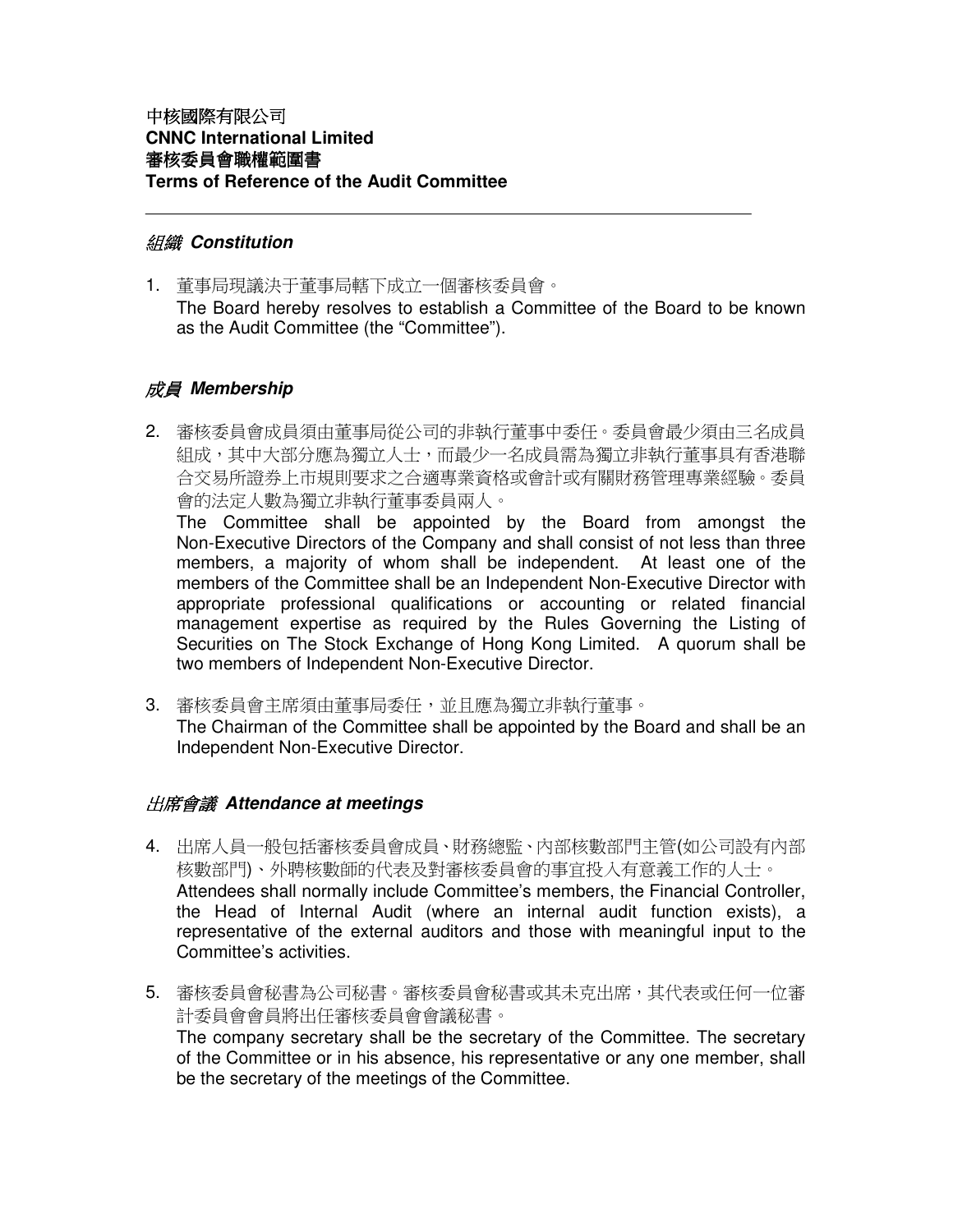**中核國際有限公司**
**CNNC International Limited**
**審核委員會職權範圍書**
**Terms of Reference of the Audit Committee**

---

## *組織 Constitution*

1. 董事局現議決于董事局轄下成立一個審核委員會。
   The Board hereby resolves to establish a Committee of the Board to be known as the Audit Committee (the "Committee").

## *成員 Membership*

2. 審核委員會成員須由董事局從公司的非執行董事中委任。委員會最少須由三名成員組成，其中大部分應為獨立人士，而最少一名成員需為獨立非執行董事具有香港聯合交易所證券上市規則要求之合適專業資格或會計或有關財務管理專業經驗。委員會的法定人數為獨立非執行董事委員兩人。
   The Committee shall be appointed by the Board from amongst the Non-Executive Directors of the Company and shall consist of not less than three members, a majority of whom shall be independent. At least one of the members of the Committee shall be an Independent Non-Executive Director with appropriate professional qualifications or accounting or related financial management expertise as required by the Rules Governing the Listing of Securities on The Stock Exchange of Hong Kong Limited. A quorum shall be two members of Independent Non-Executive Director.

3. 審核委員會主席須由董事局委任，並且應為獨立非執行董事。
   The Chairman of the Committee shall be appointed by the Board and shall be an Independent Non-Executive Director.

## *出席會議 Attendance at meetings*

4. 出席人員一般包括審核委員會成員、財務總監、內部核數部門主管(如公司設有內部核數部門)、外聘核數師的代表及對審核委員會的事宜投入有意義工作的人士。
   Attendees shall normally include Committee's members, the Financial Controller, the Head of Internal Audit (where an internal audit function exists), a representative of the external auditors and those with meaningful input to the Committee's activities.

5. 審核委員會秘書為公司秘書。審核委員會秘書或其未克出席，其代表或任何一位審計委員會會員將出任審核委員會會議秘書。
   The company secretary shall be the secretary of the Committee. The secretary of the Committee or in his absence, his representative or any one member, shall be the secretary of the meetings of the Committee.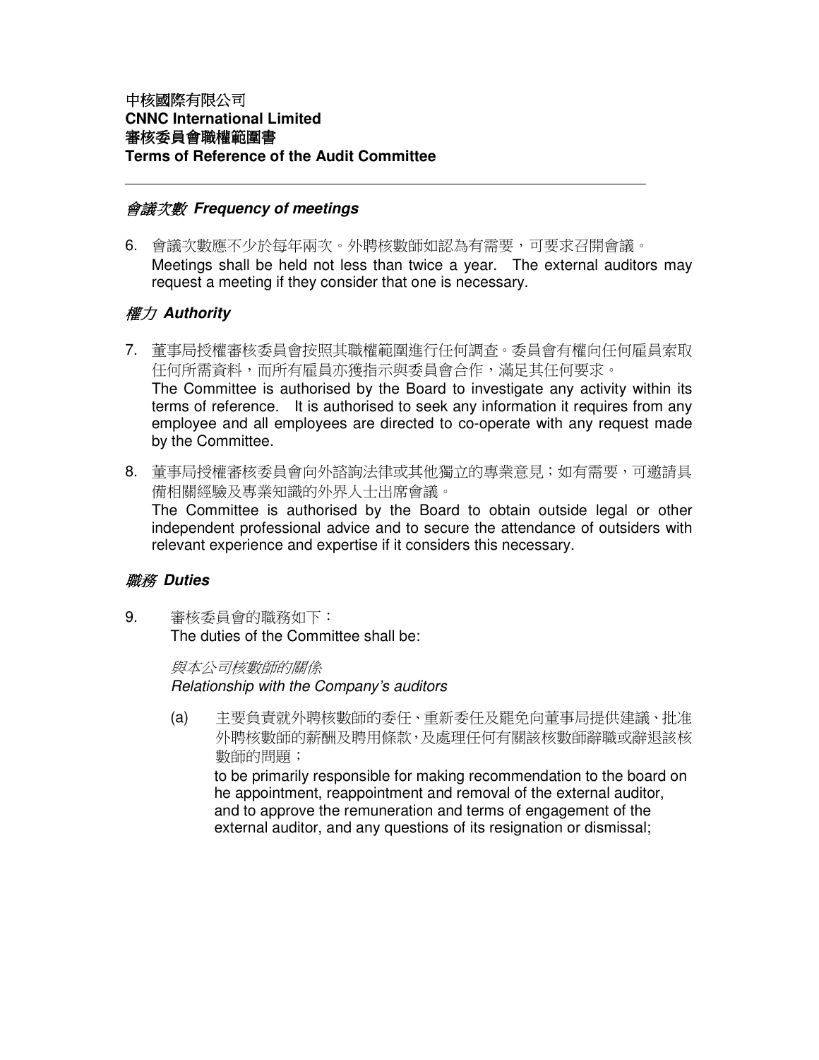中核國際有限公司
**CNNC International Limited**
**審核委員會職權範圍書**
**Terms of Reference of the Audit Committee**

---

### *會議次數 Frequency of meetings*

6. 會議次數應不少於每年兩次。外聘核數師如認為有需要，可要求召開會議。
   Meetings shall be held not less than twice a year. The external auditors may request a meeting if they consider that one is necessary.

### *權力 Authority*

7. 董事局授權審核委員會按照其職權範圍進行任何調查。委員會有權向任何雇員索取任何所需資料，而所有雇員亦獲指示與委員會合作，滿足其任何要求。
   The Committee is authorised by the Board to investigate any activity within its terms of reference. It is authorised to seek any information it requires from any employee and all employees are directed to co-operate with any request made by the Committee.

8. 董事局授權審核委員會向外諮詢法律或其他獨立的專業意見；如有需要，可邀請具備相關經驗及專業知識的外界人士出席會議。
   The Committee is authorised by the Board to obtain outside legal or other independent professional advice and to secure the attendance of outsiders with relevant experience and expertise if it considers this necessary.

### *職務 Duties*

9. 審核委員會的職務如下：
   The duties of the Committee shall be:

   *與本公司核數師的關係*
   *Relationship with the Company's auditors*

   (a) 主要負責就外聘核數師的委任、重新委任及罷免向董事局提供建議、批准外聘核數師的薪酬及聘用條款，及處理任何有關該核數師辭職或辭退該核數師的問題；
   to be primarily responsible for making recommendation to the board on he appointment, reappointment and removal of the external auditor, and to approve the remuneration and terms of engagement of the external auditor, and any questions of its resignation or dismissal;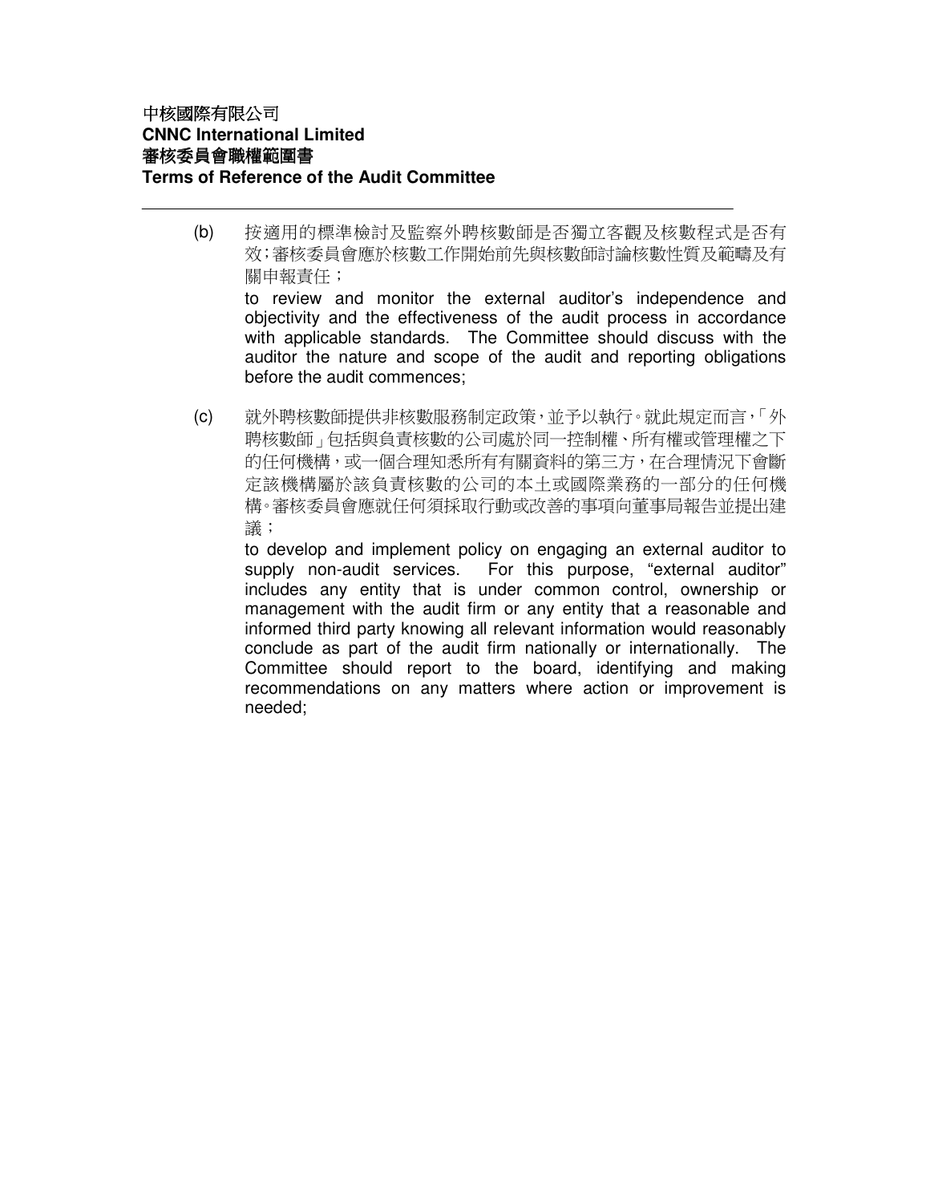(b) 按適用的標準檢討及監察外聘核數師是否獨立客觀及核數程式是否有效；審核委員會應於核數工作開始前先與核數師討論核數性質及範疇及有關申報責任；

to review and monitor the external auditor's independence and objectivity and the effectiveness of the audit process in accordance with applicable standards. The Committee should discuss with the auditor the nature and scope of the audit and reporting obligations before the audit commences;

(c) 就外聘核數師提供非核數服務制定政策，並予以執行。就此規定而言，「外聘核數師」包括與負責核數的公司處於同一控制權、所有權或管理權之下的任何機構，或一個合理知悉所有有關資料的第三方，在合理情況下會斷定該機構屬於該負責核數的公司的本土或國際業務的一部分的任何機構。審核委員會應就任何須採取行動或改善的事項向董事局報告並提出建議；

to develop and implement policy on engaging an external auditor to supply non-audit services. For this purpose, "external auditor" includes any entity that is under common control, ownership or management with the audit firm or any entity that a reasonable and informed third party knowing all relevant information would reasonably conclude as part of the audit firm nationally or internationally. The Committee should report to the board, identifying and making recommendations on any matters where action or improvement is needed;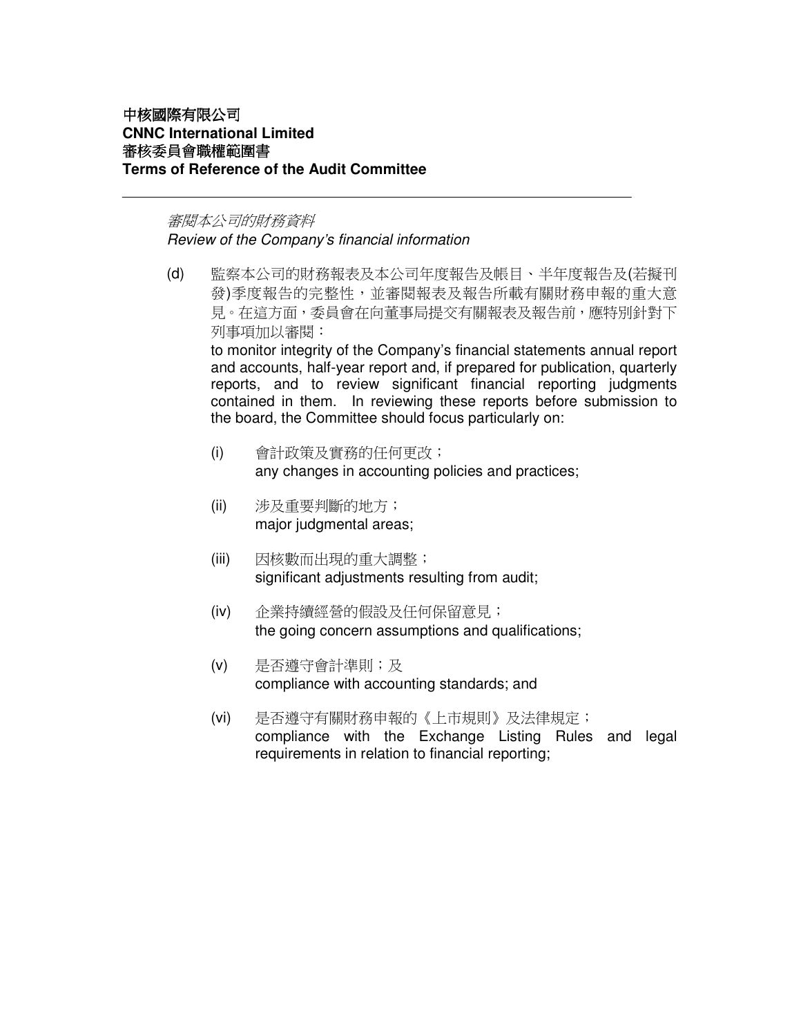# 中核國際有限公司
# CNNC International Limited
# 審核委員會職權範圍書
# Terms of Reference of the Audit Committee

---

*審閱本公司的財務資料*
*Review of the Company's financial information*

(d) 監察本公司的財務報表及本公司年度報告及帳目、半年度報告及(若擬刊發)季度報告的完整性，並審閱報表及報告所載有關財務申報的重大意見。在這方面，委員會在向董事局提交有關報表及報告前，應特別針對下列事項加以審閱：
to monitor integrity of the Company's financial statements annual report and accounts, half-year report and, if prepared for publication, quarterly reports, and to review significant financial reporting judgments contained in them. In reviewing these reports before submission to the board, the Committee should focus particularly on:

(i) 會計政策及實務的任何更改；
any changes in accounting policies and practices;

(ii) 涉及重要判斷的地方；
major judgmental areas;

(iii) 因核數而出現的重大調整；
significant adjustments resulting from audit;

(iv) 企業持續經營的假設及任何保留意見；
the going concern assumptions and qualifications;

(v) 是否遵守會計準則；及
compliance with accounting standards; and

(vi) 是否遵守有關財務申報的《上市規則》及法律規定；
compliance with the Exchange Listing Rules and legal requirements in relation to financial reporting;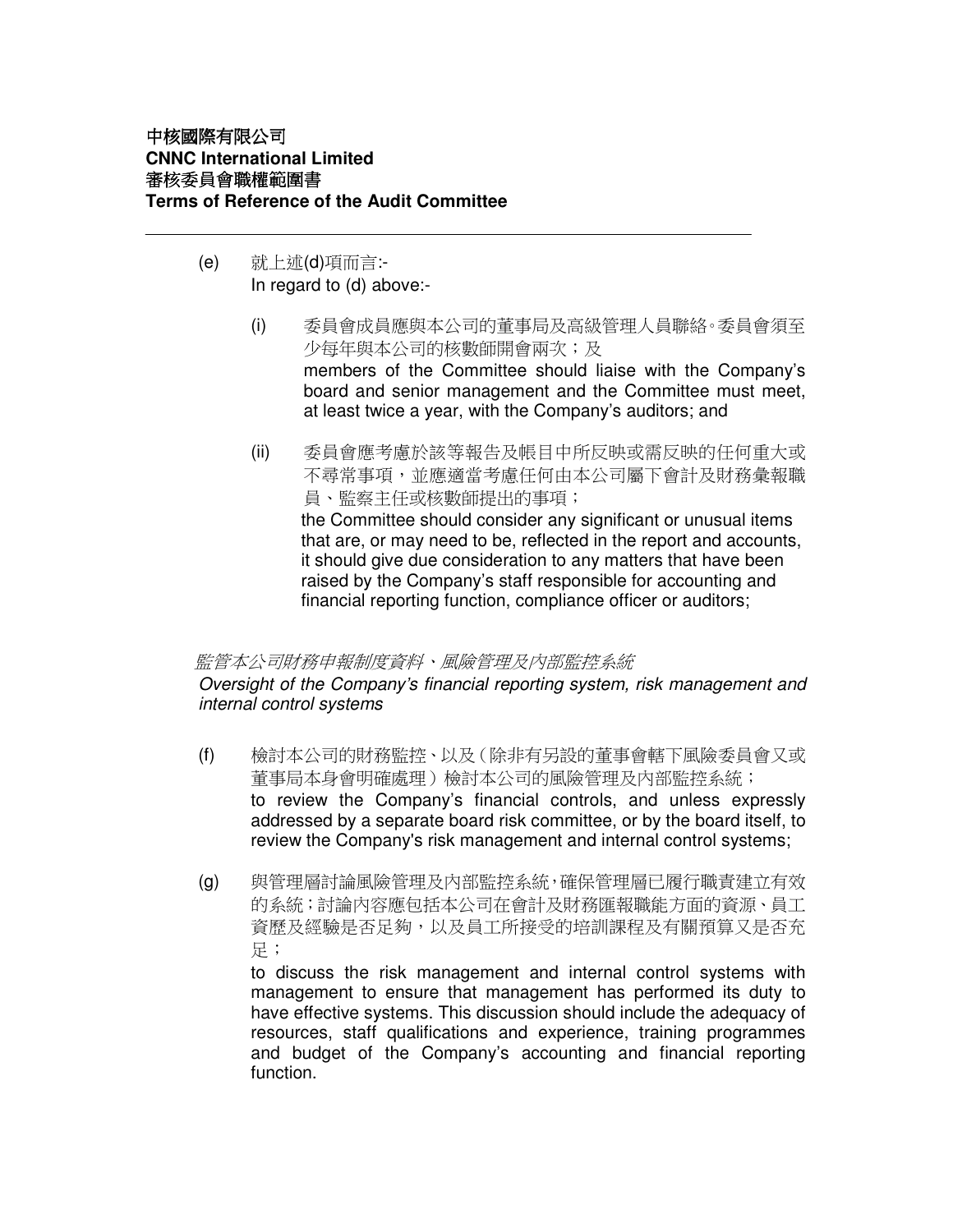(e) 就上述(d)項而言:-
In regard to (d) above:-

(i) 委員會成員應與本公司的董事局及高級管理人員聯絡。委員會須至少每年與本公司的核數師開會兩次；及
members of the Committee should liaise with the Company's board and senior management and the Committee must meet, at least twice a year, with the Company's auditors; and

(ii) 委員會應考慮於該等報告及帳目中所反映或需反映的任何重大或不尋常事項，並應適當考慮任何由本公司屬下會計及財務彙報職員、監察主任或核數師提出的事項；
the Committee should consider any significant or unusual items that are, or may need to be, reflected in the report and accounts, it should give due consideration to any matters that have been raised by the Company's staff responsible for accounting and financial reporting function, compliance officer or auditors;

*監管本公司財務申報制度資料、風險管理及內部監控系統*
*Oversight of the Company's financial reporting system, risk management and internal control systems*

(f) 檢討本公司的財務監控、以及（除非有另設的董事會轄下風險委員會又或董事局本身會明確處理）檢討本公司的風險管理及內部監控系統；
to review the Company's financial controls, and unless expressly addressed by a separate board risk committee, or by the board itself, to review the Company's risk management and internal control systems;

(g) 與管理層討論風險管理及內部監控系統，確保管理層已履行職責建立有效的系統；討論內容應包括本公司在會計及財務匯報職能方面的資源、員工資歷及經驗是否足夠，以及員工所接受的培訓課程及有關預算又是否充足；
to discuss the risk management and internal control systems with management to ensure that management has performed its duty to have effective systems. This discussion should include the adequacy of resources, staff qualifications and experience, training programmes and budget of the Company's accounting and financial reporting function.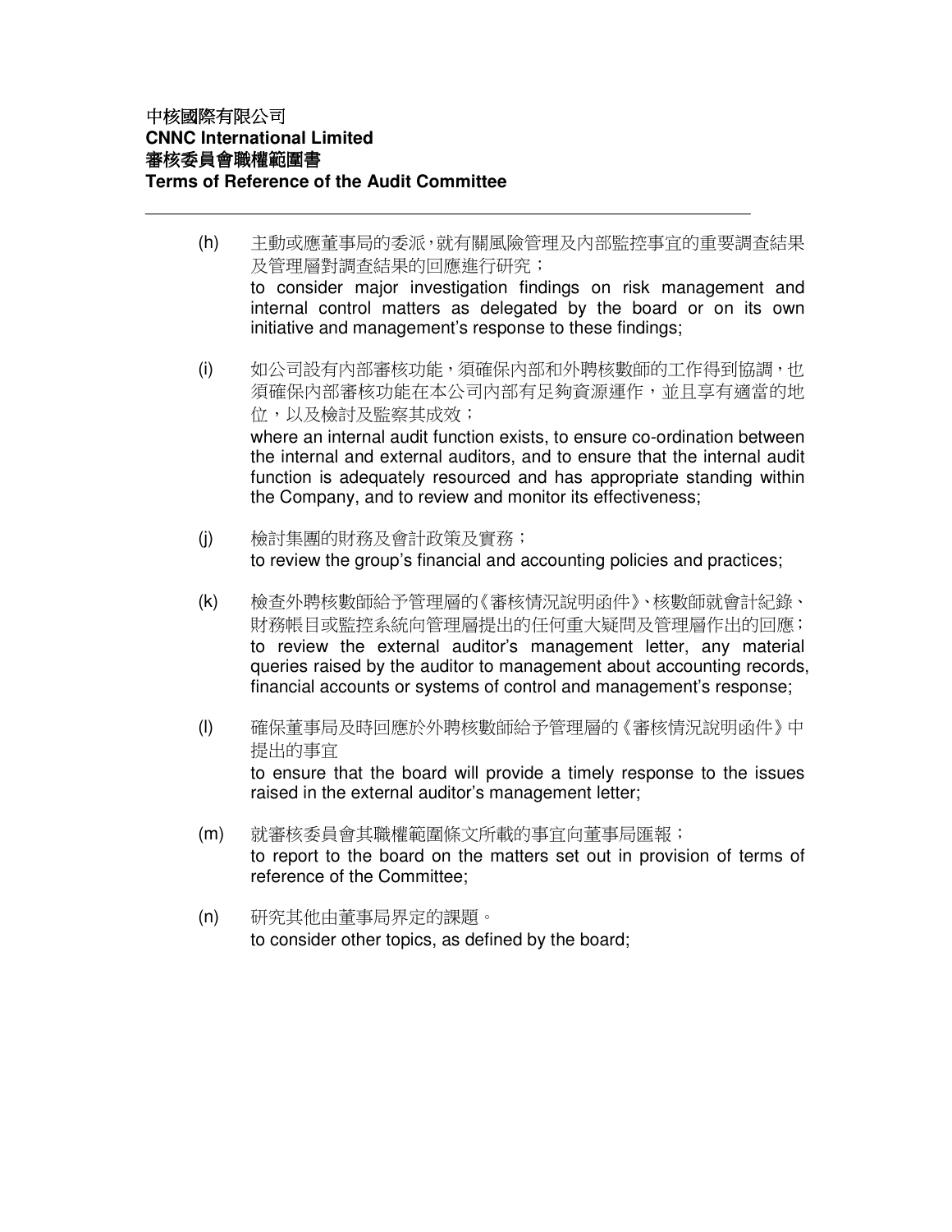(h) 主動或應董事局的委派，就有關風險管理及內部監控事宜的重要調查結果及管理層對調查結果的回應進行研究；
to consider major investigation findings on risk management and internal control matters as delegated by the board or on its own initiative and management's response to these findings;

(i) 如公司設有內部審核功能，須確保內部和外聘核數師的工作得到協調，也須確保內部審核功能在本公司內部有足夠資源運作，並且享有適當的地位，以及檢討及監察其成效；
where an internal audit function exists, to ensure co-ordination between the internal and external auditors, and to ensure that the internal audit function is adequately resourced and has appropriate standing within the Company, and to review and monitor its effectiveness;

(j) 檢討集團的財務及會計政策及實務；
to review the group's financial and accounting policies and practices;

(k) 檢查外聘核數師給予管理層的《審核情況說明函件》、核數師就會計紀錄、財務帳目或監控系統向管理層提出的任何重大疑問及管理層作出的回應；
to review the external auditor's management letter, any material queries raised by the auditor to management about accounting records, financial accounts or systems of control and management's response;

(l) 確保董事局及時回應於外聘核數師給予管理層的《審核情況說明函件》中提出的事宜
to ensure that the board will provide a timely response to the issues raised in the external auditor's management letter;

(m) 就審核委員會其職權範圍條文所載的事宜向董事局匯報；
to report to the board on the matters set out in provision of terms of reference of the Committee;

(n) 研究其他由董事局界定的課題。
to consider other topics, as defined by the board;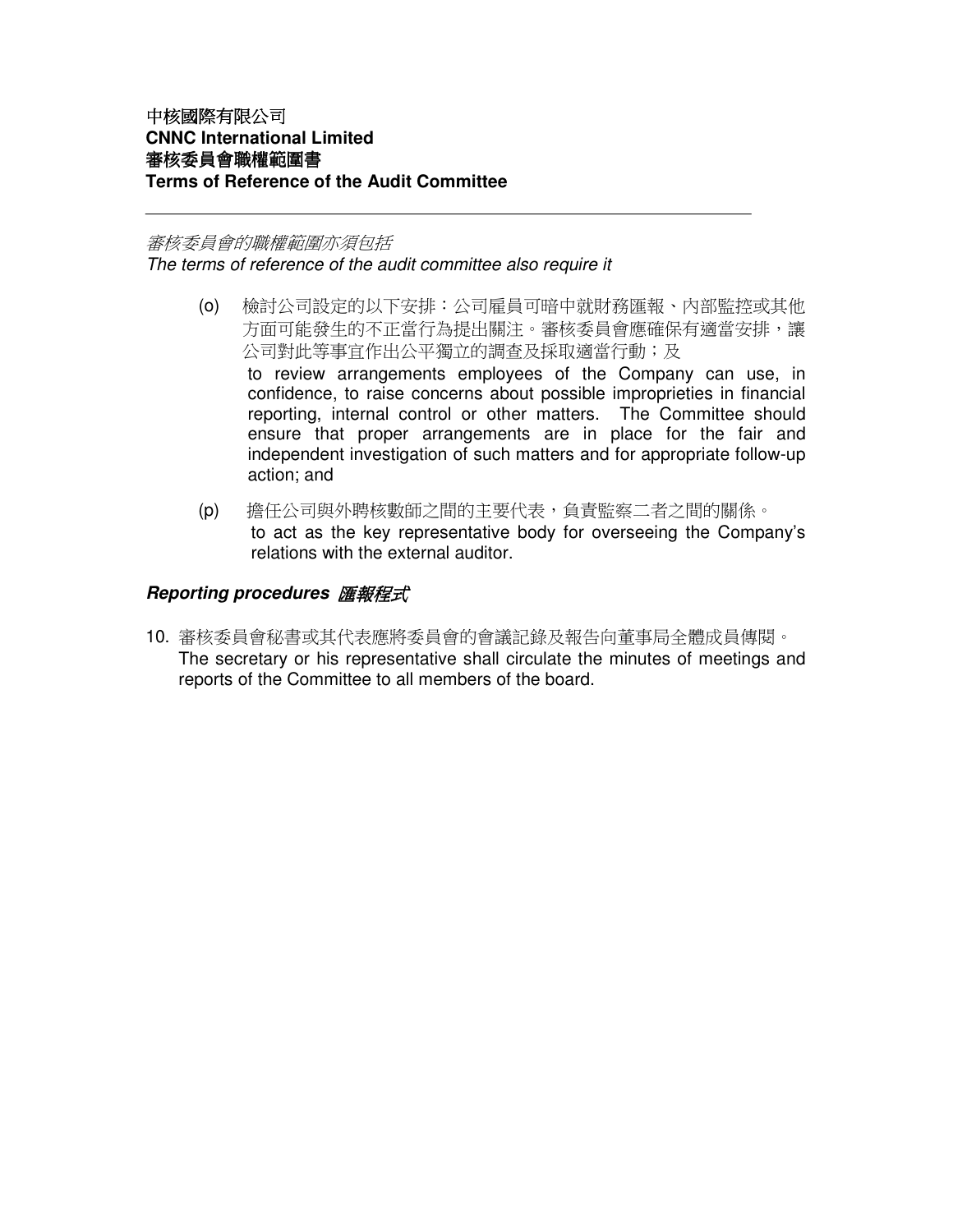*審核委員會的職權範圍亦須包括*
*The terms of reference of the audit committee also require it*

(o) 檢討公司設定的以下安排：公司雇員可暗中就財務匯報、內部監控或其他方面可能發生的不正當行為提出關注。審核委員會應確保有適當安排，讓公司對此等事宜作出公平獨立的調查及採取適當行動；及
to review arrangements employees of the Company can use, in confidence, to raise concerns about possible improprieties in financial reporting, internal control or other matters. The Committee should ensure that proper arrangements are in place for the fair and independent investigation of such matters and for appropriate follow-up action; and

(p) 擔任公司與外聘核數師之間的主要代表，負責監察二者之間的關係。
to act as the key representative body for overseeing the Company's relations with the external auditor.

***Reporting procedures 匯報程式***

10. 審核委員會秘書或其代表應將委員會的會議記錄及報告向董事局全體成員傳閱。
The secretary or his representative shall circulate the minutes of meetings and reports of the Committee to all members of the board.